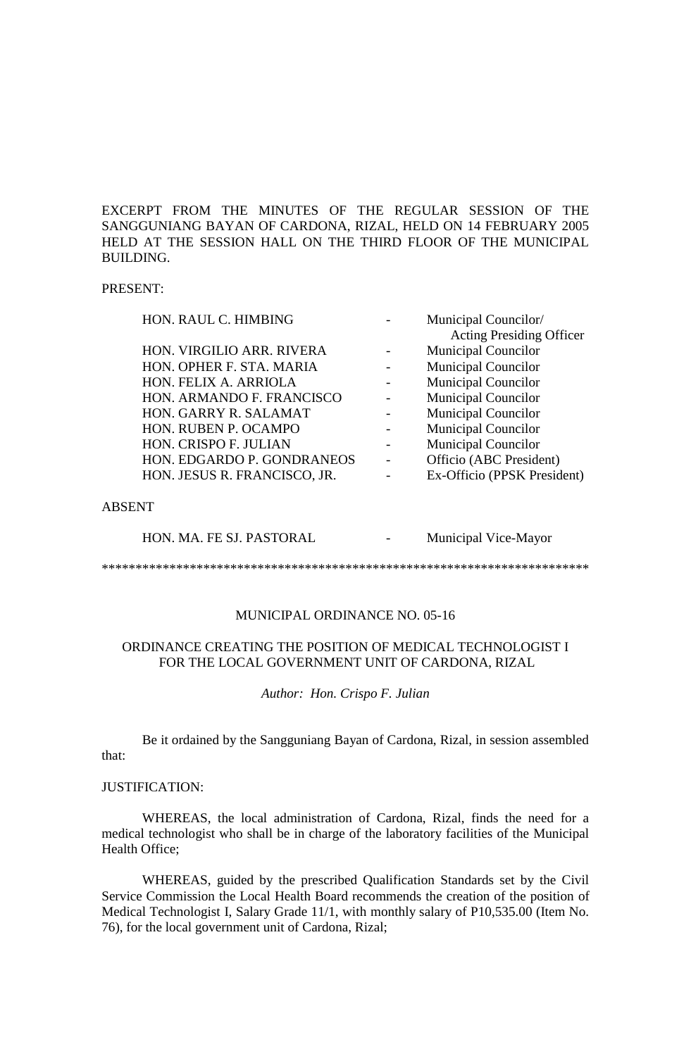EXCERPT FROM THE MINUTES OF THE REGULAR SESSION OF THE SANGGUNIANG BAYAN OF CARDONA, RIZAL, HELD ON 14 FEBRUARY 2005 HELD AT THE SESSION HALL ON THE THIRD FLOOR OF THE MUNICIPAL BUILDING.

PRESENT:

| | | |
|---|---|---|
| HON. RAUL C. HIMBING | - | Municipal Councilor/ Acting Presiding Officer |
| HON. VIRGILIO ARR. RIVERA | - | Municipal Councilor |
| HON. OPHER F. STA. MARIA | - | Municipal Councilor |
| HON. FELIX A. ARRIOLA | - | Municipal Councilor |
| HON. ARMANDO F. FRANCISCO | - | Municipal Councilor |
| HON. GARRY R. SALAMAT | - | Municipal Councilor |
| HON. RUBEN P. OCAMPO | - | Municipal Councilor |
| HON. CRISPO F. JULIAN | - | Municipal Councilor |
| HON. EDGARDO P. GONDRANEOS | - | Officio (ABC President) |
| HON. JESUS R. FRANCISCO, JR. | - | Ex-Officio (PPSK President) |

ABSENT

| | | |
|---|---|---|
| HON. MA. FE SJ. PASTORAL | - | Municipal Vice-Mayor |

************************************************************************

MUNICIPAL ORDINANCE NO. 05-16

ORDINANCE CREATING THE POSITION OF MEDICAL TECHNOLOGIST I FOR THE LOCAL GOVERNMENT UNIT OF CARDONA, RIZAL

*Author: Hon. Crispo F. Julian*

Be it ordained by the Sangguniang Bayan of Cardona, Rizal, in session assembled that:

JUSTIFICATION:

WHEREAS, the local administration of Cardona, Rizal, finds the need for a medical technologist who shall be in charge of the laboratory facilities of the Municipal Health Office;

WHEREAS, guided by the prescribed Qualification Standards set by the Civil Service Commission the Local Health Board recommends the creation of the position of Medical Technologist I, Salary Grade 11/1, with monthly salary of P10,535.00 (Item No. 76), for the local government unit of Cardona, Rizal;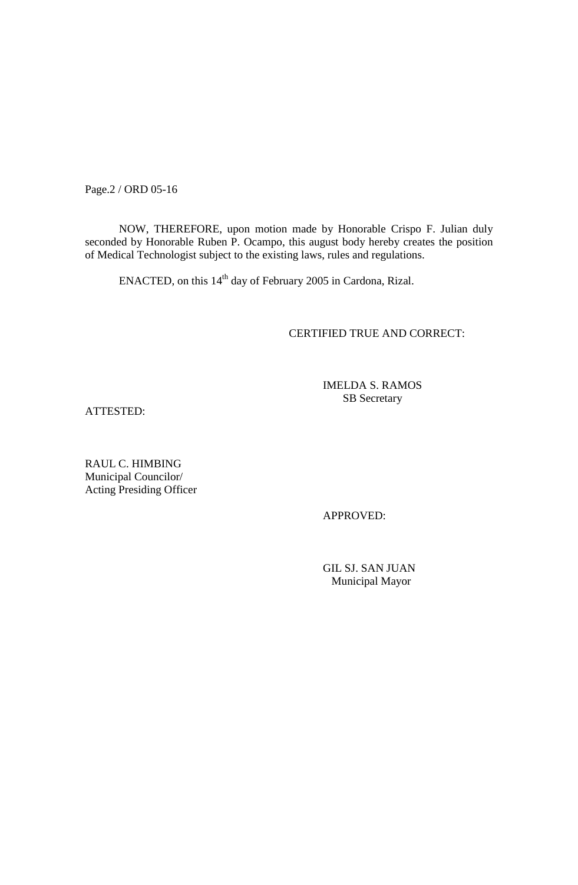Page.2 / ORD 05-16

NOW, THEREFORE, upon motion made by Honorable Crispo F. Julian duly seconded by Honorable Ruben P. Ocampo, this august body hereby creates the position of Medical Technologist subject to the existing laws, rules and regulations.

ENACTED, on this 14th day of February 2005 in Cardona, Rizal.

CERTIFIED TRUE AND CORRECT:

IMELDA S. RAMOS
SB Secretary

ATTESTED:

RAUL C. HIMBING
Municipal Councilor/
Acting Presiding Officer

APPROVED:

GIL SJ. SAN JUAN
Municipal Mayor